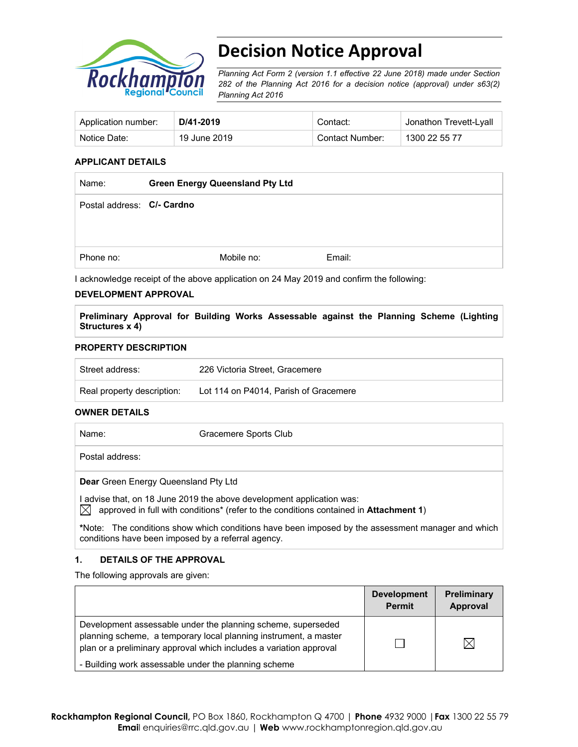# Decision Notice Approval

*Planning Act Form 2 (version 1.1 effective 22 June 2018) made under Section 282 of the Planning Act 2016 for a decision notice (approval) under s63(2) Planning Act 2016*

| Application number: | **D/41-2019** | Contact: | Jonathon Trevett-Lyall |
|---|---|---|---|
| Notice Date: | 19 June 2019 | Contact Number: | 1300 22 55 77 |

### APPLICANT DETAILS

| Name: | **Green Energy Queensland Pty Ltd** | |
|---|---|---|
| Postal address: | **C/- Cardno** | |
| Phone no: | Mobile no: | Email: |

I acknowledge receipt of the above application on 24 May 2019 and confirm the following:

### DEVELOPMENT APPROVAL

**Preliminary Approval for Building Works Assessable against the Planning Scheme (Lighting Structures x 4)**

### PROPERTY DESCRIPTION

| Street address: | 226 Victoria Street, Gracemere |
|---|---|
| Real property description: | Lot 114 on P4014, Parish of Gracemere |

### OWNER DETAILS

| Name: | Gracemere Sports Club |
|---|---|
| Postal address: | |

**Dear** Green Energy Queensland Pty Ltd

I advise that, on 18 June 2019 the above development application was:

☒ approved in full with conditions* (refer to the conditions contained in **Attachment 1**)

***Note:** The conditions show which conditions have been imposed by the assessment manager and which conditions have been imposed by a referral agency.

### 1. DETAILS OF THE APPROVAL

The following approvals are given:

| | Development Permit | Preliminary Approval |
|---|---|---|
| Development assessable under the planning scheme, superseded planning scheme, a temporary local planning instrument, a master plan or a preliminary approval which includes a variation approval<br>- Building work assessable under the planning scheme | ☐ | ☒ |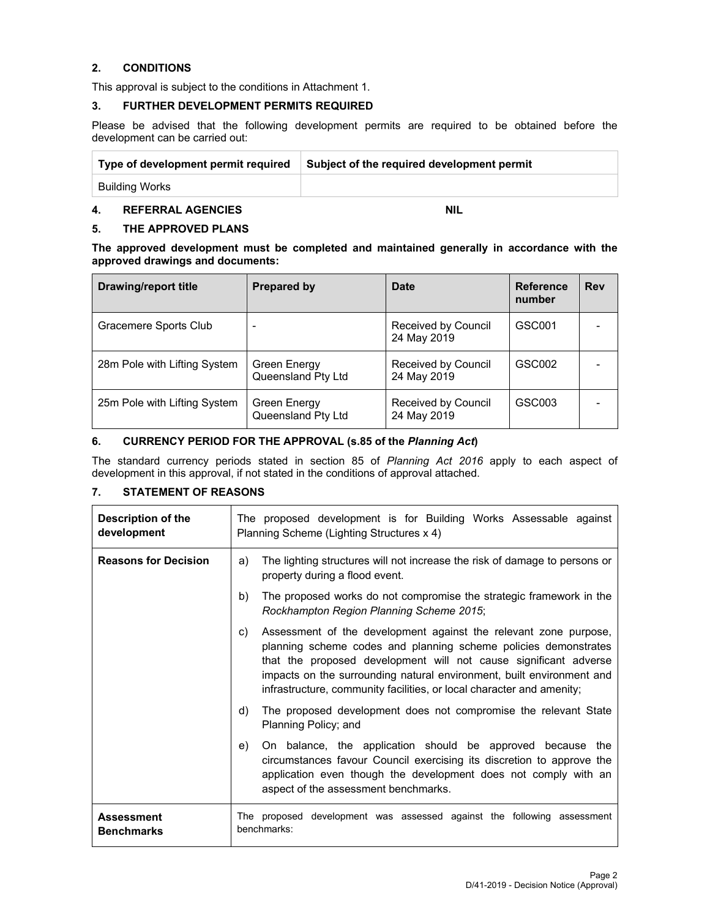## 2. CONDITIONS

This approval is subject to the conditions in Attachment 1.

## 3. FURTHER DEVELOPMENT PERMITS REQUIRED

Please be advised that the following development permits are required to be obtained before the development can be carried out:

| Type of development permit required | Subject of the required development permit |
|---|---|
| Building Works | |

## 4. REFERRAL AGENCIES NIL

## 5. THE APPROVED PLANS

**The approved development must be completed and maintained generally in accordance with the approved drawings and documents:**

| Drawing/report title | Prepared by | Date | Reference number | Rev |
|---|---|---|---|---|
| Gracemere Sports Club | - | Received by Council 24 May 2019 | GSC001 | - |
| 28m Pole with Lifting System | Green Energy Queensland Pty Ltd | Received by Council 24 May 2019 | GSC002 | - |
| 25m Pole with Lifting System | Green Energy Queensland Pty Ltd | Received by Council 24 May 2019 | GSC003 | - |

## 6. CURRENCY PERIOD FOR THE APPROVAL (s.85 of the *Planning Act*)

The standard currency periods stated in section 85 of *Planning Act 2016* apply to each aspect of development in this approval, if not stated in the conditions of approval attached.

## 7. STATEMENT OF REASONS

| | |
|---|---|
| **Description of the development** | The proposed development is for Building Works Assessable against Planning Scheme (Lighting Structures x 4) |
| **Reasons for Decision** | a) The lighting structures will not increase the risk of damage to persons or property during a flood event.<br>b) The proposed works do not compromise the strategic framework in the *Rockhampton Region Planning Scheme 2015*;<br>c) Assessment of the development against the relevant zone purpose, planning scheme codes and planning scheme policies demonstrates that the proposed development will not cause significant adverse impacts on the surrounding natural environment, built environment and infrastructure, community facilities, or local character and amenity;<br>d) The proposed development does not compromise the relevant State Planning Policy; and<br>e) On balance, the application should be approved because the circumstances favour Council exercising its discretion to approve the application even though the development does not comply with an aspect of the assessment benchmarks. |
| **Assessment Benchmarks** | The proposed development was assessed against the following assessment benchmarks: |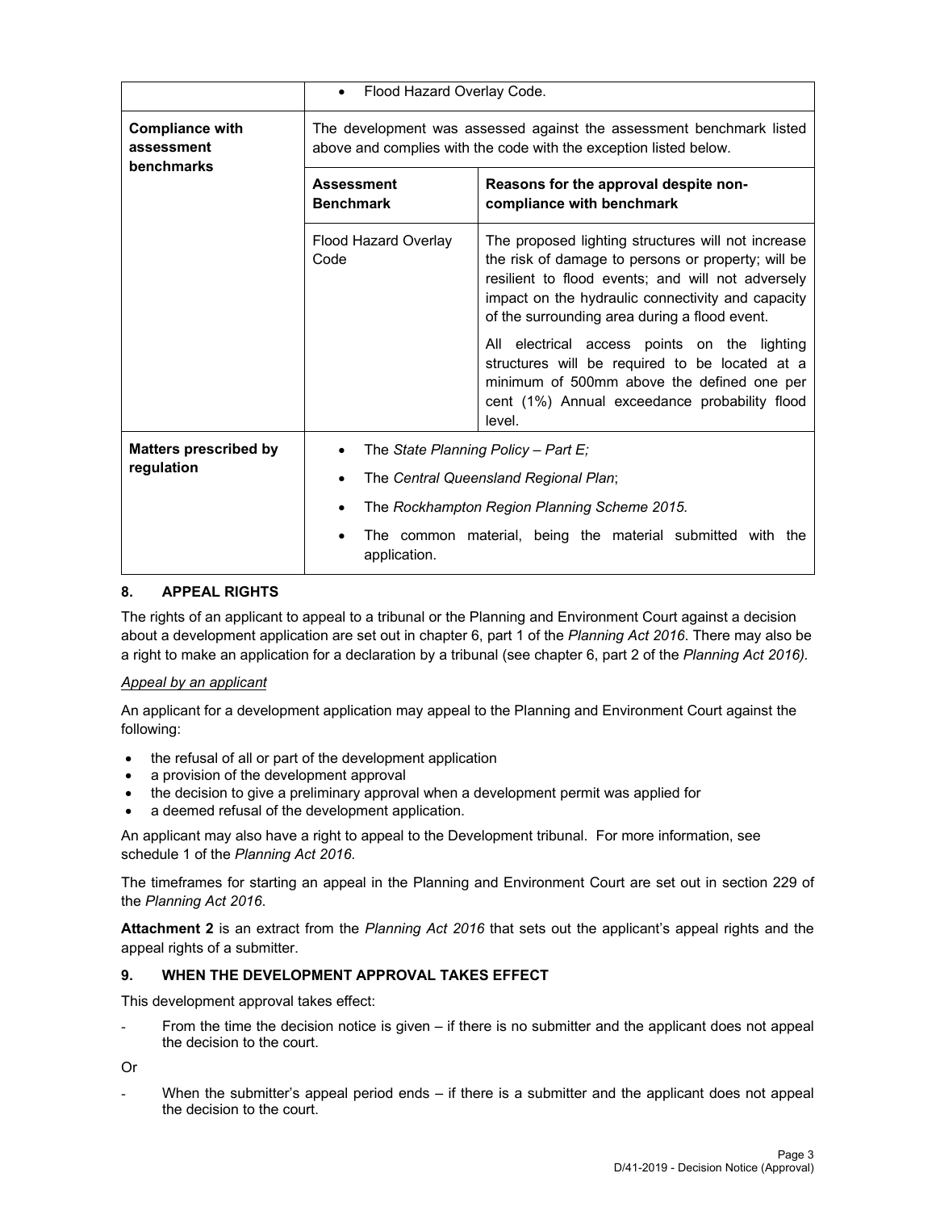| | |
|---|---|
| | • Flood Hazard Overlay Code. |

| **Compliance with assessment benchmarks** | The development was assessed against the assessment benchmark listed above and complies with the code with the exception listed below. | |
|---|---|---|
| | **Assessment Benchmark** | **Reasons for the approval despite non-compliance with benchmark** |
| | Flood Hazard Overlay Code | The proposed lighting structures will not increase the risk of damage to persons or property; will be resilient to flood events; and will not adversely impact on the hydraulic connectivity and capacity of the surrounding area during a flood event.<br><br>All electrical access points on the lighting structures will be required to be located at a minimum of 500mm above the defined one per cent (1%) Annual exceedance probability flood level. |

| | |
|---|---|
| **Matters prescribed by regulation** | • The *State Planning Policy – Part E;*<br>• The *Central Queensland Regional Plan*;<br>• The *Rockhampton Region Planning Scheme 2015.*<br>• The common material, being the material submitted with the application. |

## 8. APPEAL RIGHTS

The rights of an applicant to appeal to a tribunal or the Planning and Environment Court against a decision about a development application are set out in chapter 6, part 1 of the *Planning Act 2016*. There may also be a right to make an application for a declaration by a tribunal (see chapter 6, part 2 of the *Planning Act 2016).*

*Appeal by an applicant*

An applicant for a development application may appeal to the Planning and Environment Court against the following:

- the refusal of all or part of the development application
- a provision of the development approval
- the decision to give a preliminary approval when a development permit was applied for
- a deemed refusal of the development application.

An applicant may also have a right to appeal to the Development tribunal. For more information, see schedule 1 of the *Planning Act 2016*.

The timeframes for starting an appeal in the Planning and Environment Court are set out in section 229 of the *Planning Act 2016*.

**Attachment 2** is an extract from the *Planning Act 2016* that sets out the applicant's appeal rights and the appeal rights of a submitter.

## 9. WHEN THE DEVELOPMENT APPROVAL TAKES EFFECT

This development approval takes effect:

- From the time the decision notice is given – if there is no submitter and the applicant does not appeal the decision to the court.

Or

- When the submitter's appeal period ends – if there is a submitter and the applicant does not appeal the decision to the court.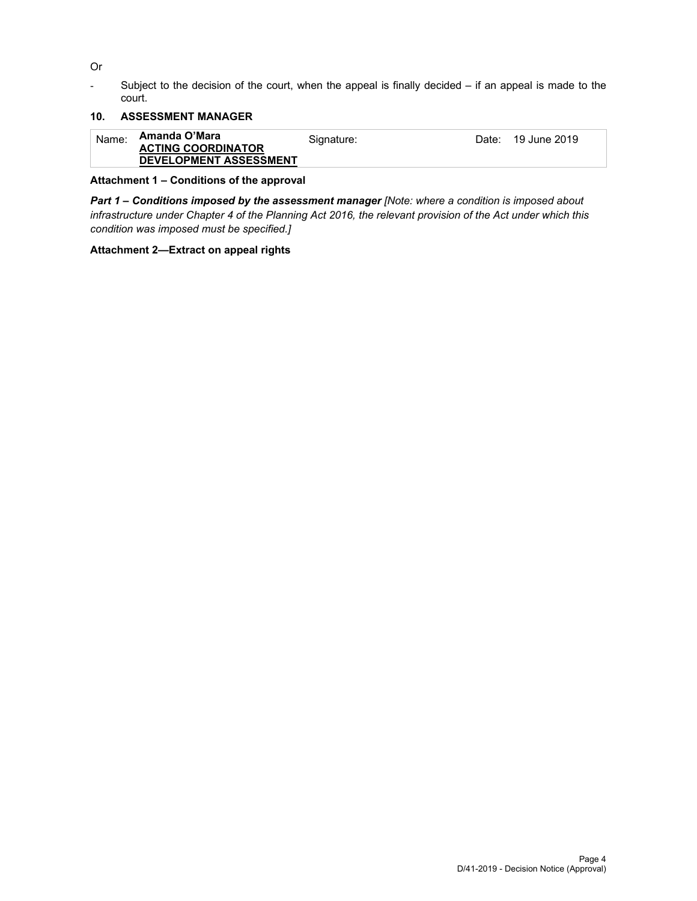Or

- Subject to the decision of the court, when the appeal is finally decided – if an appeal is made to the court.

## 10. ASSESSMENT MANAGER

| Name: | **Amanda O'Mara**<br>**ACTING COORDINATOR**<br>**DEVELOPMENT ASSESSMENT** | Signature: | Date: | 19 June 2019 |
|---|---|---|---|---|

**Attachment 1 – Conditions of the approval**

***Part 1 – Conditions imposed by the assessment manager*** *[Note: where a condition is imposed about infrastructure under Chapter 4 of the Planning Act 2016, the relevant provision of the Act under which this condition was imposed must be specified.]*

**Attachment 2—Extract on appeal rights**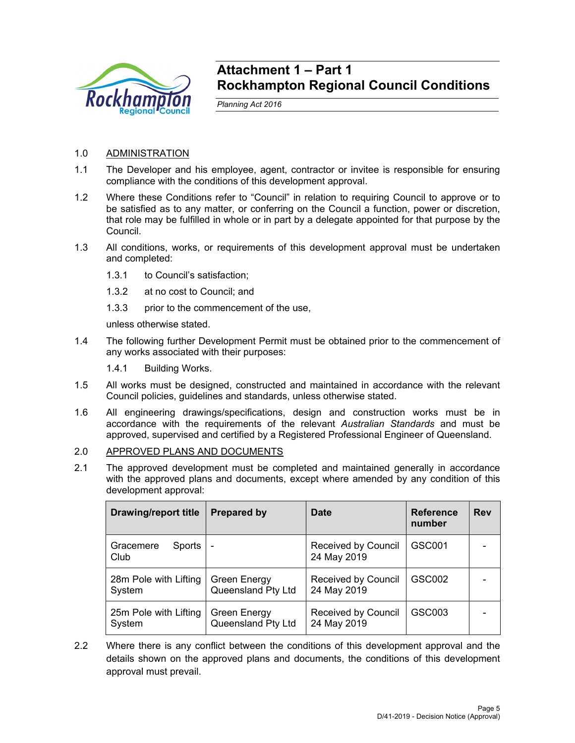# Attachment 1 – Part 1
# Rockhampton Regional Council Conditions

*Planning Act 2016*

1.0 ADMINISTRATION

1.1 The Developer and his employee, agent, contractor or invitee is responsible for ensuring compliance with the conditions of this development approval.

1.2 Where these Conditions refer to "Council" in relation to requiring Council to approve or to be satisfied as to any matter, or conferring on the Council a function, power or discretion, that role may be fulfilled in whole or in part by a delegate appointed for that purpose by the Council.

1.3 All conditions, works, or requirements of this development approval must be undertaken and completed:

1.3.1 to Council's satisfaction;

1.3.2 at no cost to Council; and

1.3.3 prior to the commencement of the use,

unless otherwise stated.

1.4 The following further Development Permit must be obtained prior to the commencement of any works associated with their purposes:

1.4.1 Building Works.

1.5 All works must be designed, constructed and maintained in accordance with the relevant Council policies, guidelines and standards, unless otherwise stated.

1.6 All engineering drawings/specifications, design and construction works must be in accordance with the requirements of the relevant *Australian Standards* and must be approved, supervised and certified by a Registered Professional Engineer of Queensland.

2.0 APPROVED PLANS AND DOCUMENTS

2.1 The approved development must be completed and maintained generally in accordance with the approved plans and documents, except where amended by any condition of this development approval:

| Drawing/report title | Prepared by | Date | Reference number | Rev |
|---|---|---|---|---|
| Gracemere Sports Club | - | Received by Council 24 May 2019 | GSC001 | - |
| 28m Pole with Lifting System | Green Energy Queensland Pty Ltd | Received by Council 24 May 2019 | GSC002 | - |
| 25m Pole with Lifting System | Green Energy Queensland Pty Ltd | Received by Council 24 May 2019 | GSC003 | - |

2.2 Where there is any conflict between the conditions of this development approval and the details shown on the approved plans and documents, the conditions of this development approval must prevail.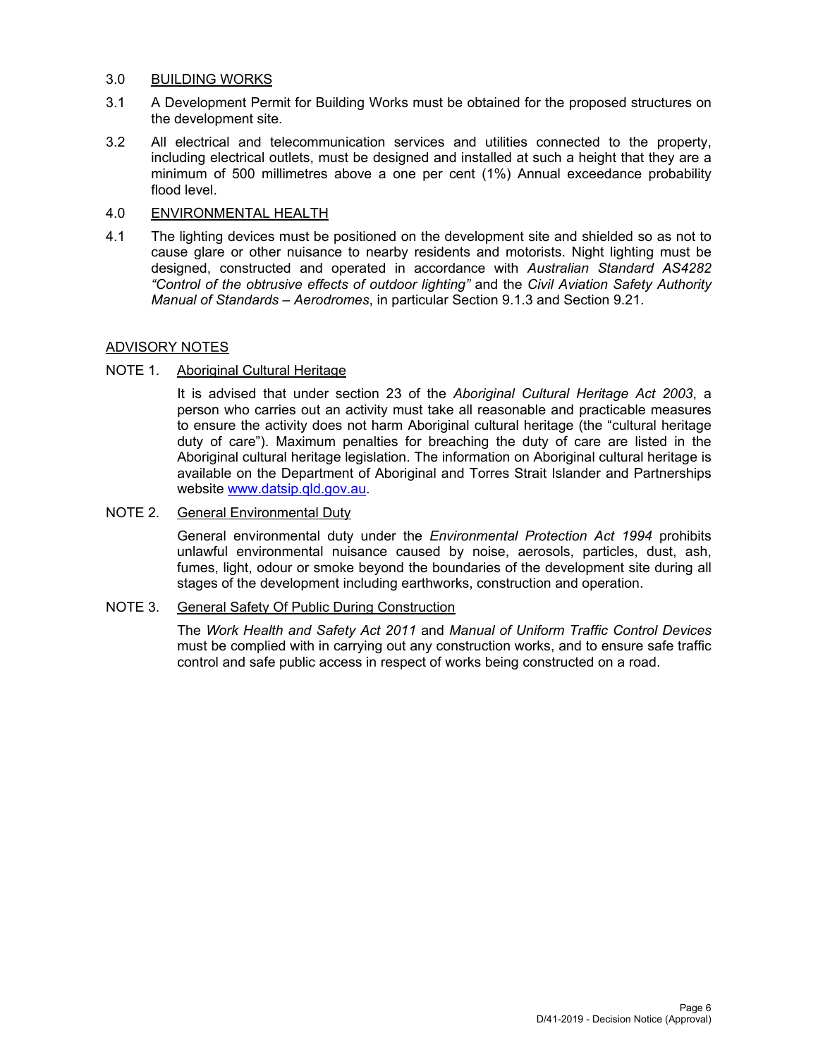## 3.0 BUILDING WORKS

3.1 A Development Permit for Building Works must be obtained for the proposed structures on the development site.

3.2 All electrical and telecommunication services and utilities connected to the property, including electrical outlets, must be designed and installed at such a height that they are a minimum of 500 millimetres above a one per cent (1%) Annual exceedance probability flood level.

## 4.0 ENVIRONMENTAL HEALTH

4.1 The lighting devices must be positioned on the development site and shielded so as not to cause glare or other nuisance to nearby residents and motorists. Night lighting must be designed, constructed and operated in accordance with *Australian Standard AS4282 "Control of the obtrusive effects of outdoor lighting"* and the *Civil Aviation Safety Authority Manual of Standards – Aerodromes*, in particular Section 9.1.3 and Section 9.21.

## ADVISORY NOTES

### NOTE 1. Aboriginal Cultural Heritage

It is advised that under section 23 of the *Aboriginal Cultural Heritage Act 2003*, a person who carries out an activity must take all reasonable and practicable measures to ensure the activity does not harm Aboriginal cultural heritage (the "cultural heritage duty of care"). Maximum penalties for breaching the duty of care are listed in the Aboriginal cultural heritage legislation. The information on Aboriginal cultural heritage is available on the Department of Aboriginal and Torres Strait Islander and Partnerships website www.datsip.qld.gov.au.

### NOTE 2. General Environmental Duty

General environmental duty under the *Environmental Protection Act 1994* prohibits unlawful environmental nuisance caused by noise, aerosols, particles, dust, ash, fumes, light, odour or smoke beyond the boundaries of the development site during all stages of the development including earthworks, construction and operation.

### NOTE 3. General Safety Of Public During Construction

The *Work Health and Safety Act 2011* and *Manual of Uniform Traffic Control Devices* must be complied with in carrying out any construction works, and to ensure safe traffic control and safe public access in respect of works being constructed on a road.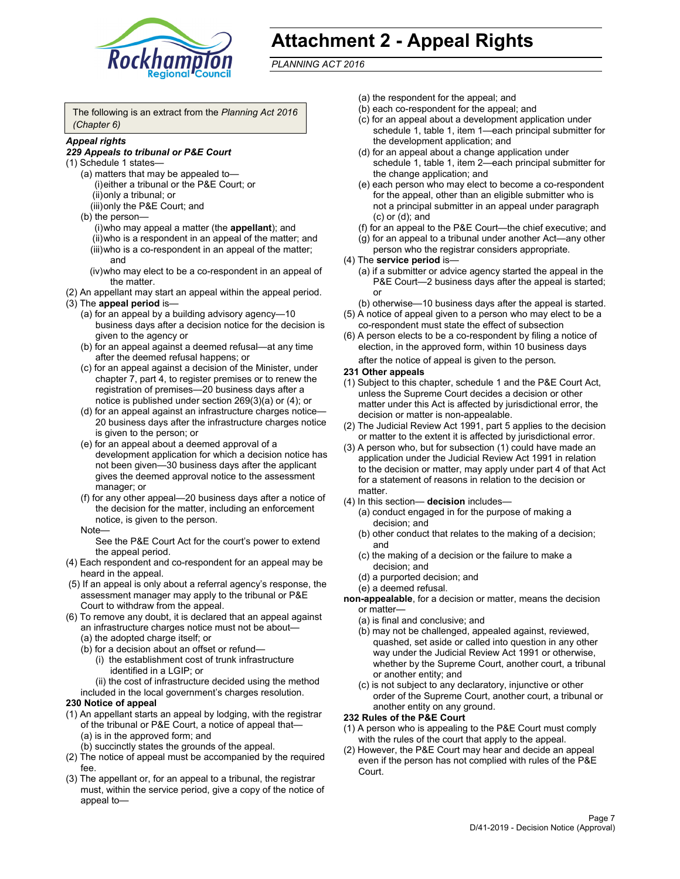# Attachment 2 - Appeal Rights

*PLANNING ACT 2016*

The following is an extract from the *Planning Act 2016 (Chapter 6)*

***Appeal rights***

***229 Appeals to tribunal or P&E Court***

(1) Schedule 1 states—

(a) matters that may be appealed to—

(i) either a tribunal or the P&E Court; or

(ii) only a tribunal; or

(iii) only the P&E Court; and

(b) the person—

(i) who may appeal a matter (the **appellant**); and

(ii) who is a respondent in an appeal of the matter; and

(iii) who is a co-respondent in an appeal of the matter; and

(iv) who may elect to be a co-respondent in an appeal of the matter.

(2) An appellant may start an appeal within the appeal period.

(3) The **appeal period** is—

(a) for an appeal by a building advisory agency—10 business days after a decision notice for the decision is given to the agency or

(b) for an appeal against a deemed refusal—at any time after the deemed refusal happens; or

(c) for an appeal against a decision of the Minister, under chapter 7, part 4, to register premises or to renew the registration of premises—20 business days after a notice is published under section 269(3)(a) or (4); or

(d) for an appeal against an infrastructure charges notice—20 business days after the infrastructure charges notice is given to the person; or

(e) for an appeal about a deemed approval of a development application for which a decision notice has not been given—30 business days after the applicant gives the deemed approval notice to the assessment manager; or

(f) for any other appeal—20 business days after a notice of the decision for the matter, including an enforcement notice, is given to the person.

Note—

See the P&E Court Act for the court's power to extend the appeal period.

(4) Each respondent and co-respondent for an appeal may be heard in the appeal.

(5) If an appeal is only about a referral agency's response, the assessment manager may apply to the tribunal or P&E Court to withdraw from the appeal.

(6) To remove any doubt, it is declared that an appeal against an infrastructure charges notice must not be about—

(a) the adopted charge itself; or

(b) for a decision about an offset or refund—

(i) the establishment cost of trunk infrastructure identified in a LGIP; or

(ii) the cost of infrastructure decided using the method included in the local government's charges resolution.

**230 Notice of appeal**

(1) An appellant starts an appeal by lodging, with the registrar of the tribunal or P&E Court, a notice of appeal that—

(a) is in the approved form; and

(b) succinctly states the grounds of the appeal.

(2) The notice of appeal must be accompanied by the required fee.

(3) The appellant or, for an appeal to a tribunal, the registrar must, within the service period, give a copy of the notice of appeal to—

(a) the respondent for the appeal; and

(b) each co-respondent for the appeal; and

(c) for an appeal about a development application under schedule 1, table 1, item 1—each principal submitter for the development application; and

(d) for an appeal about a change application under schedule 1, table 1, item 2—each principal submitter for the change application; and

(e) each person who may elect to become a co-respondent for the appeal, other than an eligible submitter who is not a principal submitter in an appeal under paragraph (c) or (d); and

(f) for an appeal to the P&E Court—the chief executive; and

(g) for an appeal to a tribunal under another Act—any other person who the registrar considers appropriate.

(4) The **service period** is—

(a) if a submitter or advice agency started the appeal in the P&E Court—2 business days after the appeal is started; or

(b) otherwise—10 business days after the appeal is started.

(5) A notice of appeal given to a person who may elect to be a co-respondent must state the effect of subsection

(6) A person elects to be a co-respondent by filing a notice of election, in the approved form, within 10 business days after the notice of appeal is given to the person.

**231 Other appeals**

(1) Subject to this chapter, schedule 1 and the P&E Court Act, unless the Supreme Court decides a decision or other matter under this Act is affected by jurisdictional error, the decision or matter is non-appealable.

(2) The Judicial Review Act 1991, part 5 applies to the decision or matter to the extent it is affected by jurisdictional error.

(3) A person who, but for subsection (1) could have made an application under the Judicial Review Act 1991 in relation to the decision or matter, may apply under part 4 of that Act for a statement of reasons in relation to the decision or matter.

(4) In this section— **decision** includes—

(a) conduct engaged in for the purpose of making a decision; and

(b) other conduct that relates to the making of a decision; and

(c) the making of a decision or the failure to make a decision; and

(d) a purported decision; and

(e) a deemed refusal.

**non-appealable**, for a decision or matter, means the decision or matter—

(a) is final and conclusive; and

(b) may not be challenged, appealed against, reviewed, quashed, set aside or called into question in any other way under the Judicial Review Act 1991 or otherwise, whether by the Supreme Court, another court, a tribunal or another entity; and

(c) is not subject to any declaratory, injunctive or other order of the Supreme Court, another court, a tribunal or another entity on any ground.

**232 Rules of the P&E Court**

(1) A person who is appealing to the P&E Court must comply with the rules of the court that apply to the appeal.

(2) However, the P&E Court may hear and decide an appeal even if the person has not complied with rules of the P&E Court.

D/41-2019 - Decision Notice (Approval)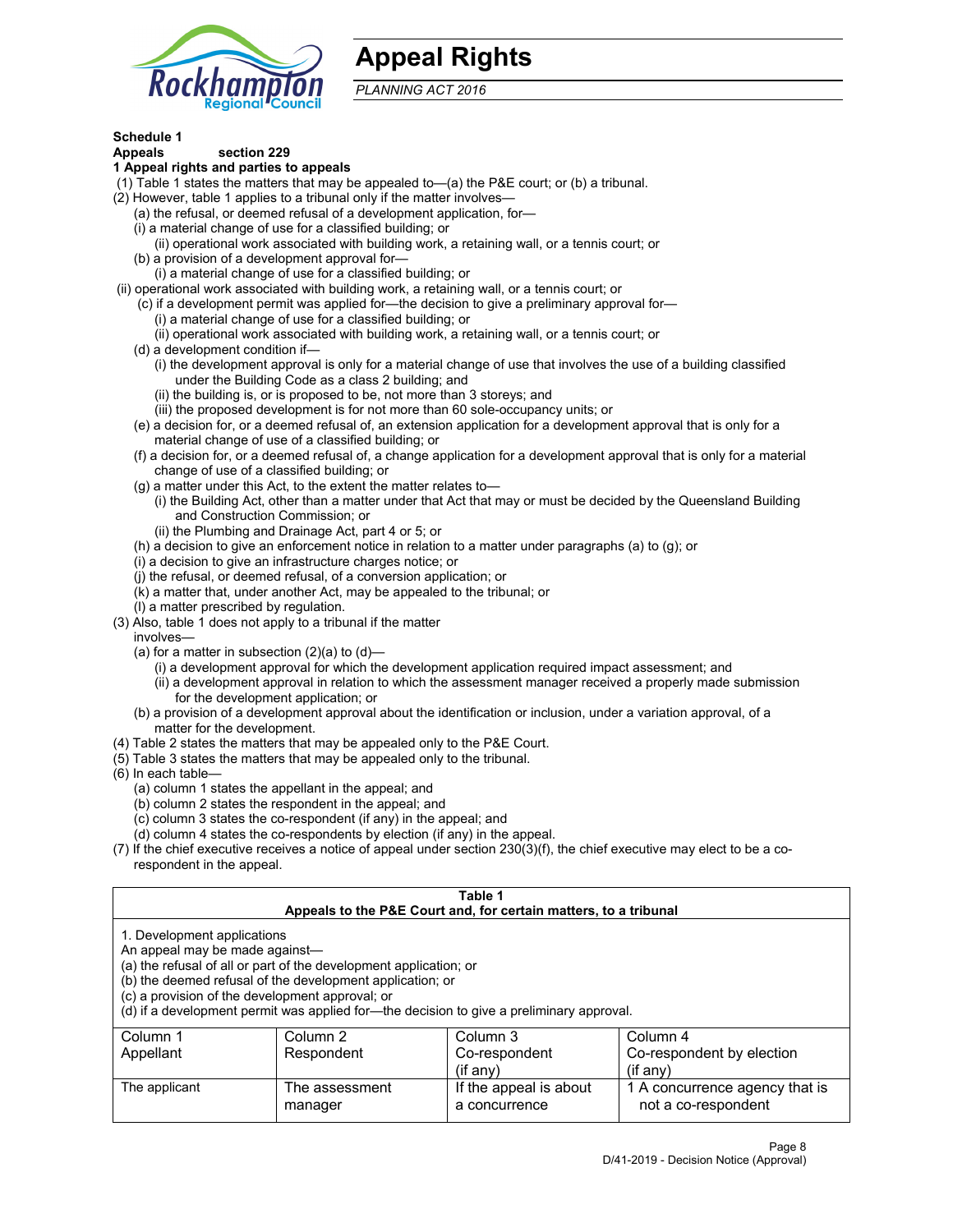# Appeal Rights

*PLANNING ACT 2016*

**Schedule 1**
**Appeals section 229**
**1 Appeal rights and parties to appeals**

(1) Table 1 states the matters that may be appealed to—(a) the P&E court; or (b) a tribunal.
(2) However, table 1 applies to a tribunal only if the matter involves—
   (a) the refusal, or deemed refusal of a development application, for—
   (i) a material change of use for a classified building; or
      (ii) operational work associated with building work, a retaining wall, or a tennis court; or
   (b) a provision of a development approval for—
      (i) a material change of use for a classified building; or
 (ii) operational work associated with building work, a retaining wall, or a tennis court; or
   (c) if a development permit was applied for—the decision to give a preliminary approval for—
      (i) a material change of use for a classified building; or
      (ii) operational work associated with building work, a retaining wall, or a tennis court; or
   (d) a development condition if—
      (i) the development approval is only for a material change of use that involves the use of a building classified under the Building Code as a class 2 building; and
      (ii) the building is, or is proposed to be, not more than 3 storeys; and
      (iii) the proposed development is for not more than 60 sole-occupancy units; or
   (e) a decision for, or a deemed refusal of, an extension application for a development approval that is only for a material change of use of a classified building; or
   (f) a decision for, or a deemed refusal of, a change application for a development approval that is only for a material change of use of a classified building; or
   (g) a matter under this Act, to the extent the matter relates to—
      (i) the Building Act, other than a matter under that Act that may or must be decided by the Queensland Building and Construction Commission; or
      (ii) the Plumbing and Drainage Act, part 4 or 5; or
   (h) a decision to give an enforcement notice in relation to a matter under paragraphs (a) to (g); or
   (i) a decision to give an infrastructure charges notice; or
   (j) the refusal, or deemed refusal, of a conversion application; or
   (k) a matter that, under another Act, may be appealed to the tribunal; or
   (l) a matter prescribed by regulation.
(3) Also, table 1 does not apply to a tribunal if the matter involves—
   (a) for a matter in subsection (2)(a) to (d)—
      (i) a development approval for which the development application required impact assessment; and
      (ii) a development approval in relation to which the assessment manager received a properly made submission for the development application; or
   (b) a provision of a development approval about the identification or inclusion, under a variation approval, of a matter for the development.
(4) Table 2 states the matters that may be appealed only to the P&E Court.
(5) Table 3 states the matters that may be appealed only to the tribunal.
(6) In each table—
   (a) column 1 states the appellant in the appeal; and
   (b) column 2 states the respondent in the appeal; and
   (c) column 3 states the co-respondent (if any) in the appeal; and
   (d) column 4 states the co-respondents by election (if any) in the appeal.
(7) If the chief executive receives a notice of appeal under section 230(3)(f), the chief executive may elect to be a co-respondent in the appeal.

**Table 1**
**Appeals to the P&E Court and, for certain matters, to a tribunal**

1. Development applications
An appeal may be made against—
(a) the refusal of all or part of the development application; or
(b) the deemed refusal of the development application; or
(c) a provision of the development approval; or
(d) if a development permit was applied for—the decision to give a preliminary approval.

| Column 1<br>Appellant | Column 2<br>Respondent | Column 3<br>Co-respondent<br>(if any) | Column 4<br>Co-respondent by election<br>(if any) |
|---|---|---|---|
| The applicant | The assessment manager | If the appeal is about a concurrence | 1 A concurrence agency that is not a co-respondent |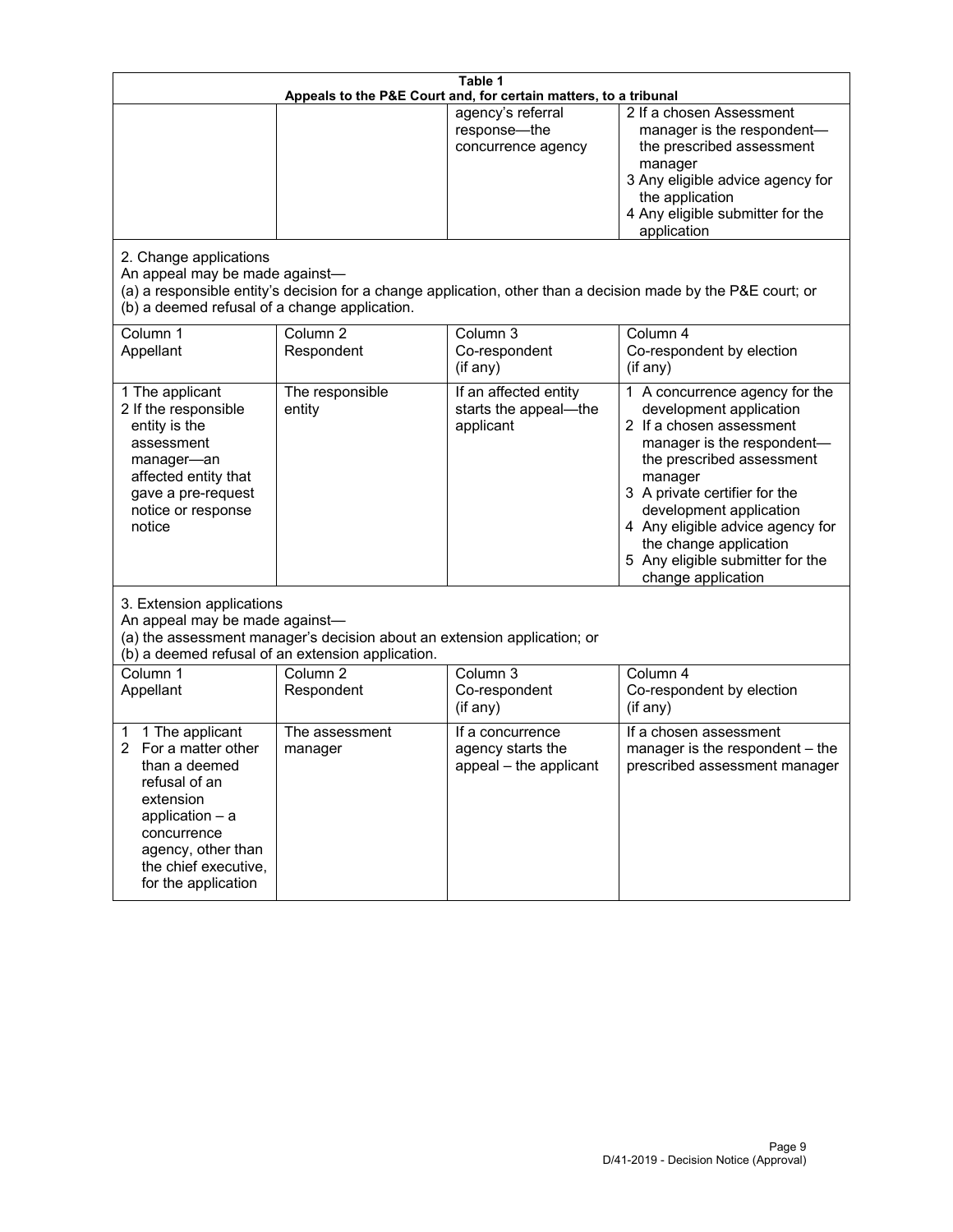**Table 1**
**Appeals to the P&E Court and, for certain matters, to a tribunal**

| | | | |
|---|---|---|---|
| | | agency's referral response—the concurrence agency | 2 If a chosen Assessment manager is the respondent—the prescribed assessment manager<br>3 Any eligible advice agency for the application<br>4 Any eligible submitter for the application |

2. Change applications

An appeal may be made against—

(a) a responsible entity's decision for a change application, other than a decision made by the P&E court; or

(b) a deemed refusal of a change application.

| Column 1<br>Appellant | Column 2<br>Respondent | Column 3<br>Co-respondent<br>(if any) | Column 4<br>Co-respondent by election<br>(if any) |
|---|---|---|---|
| 1 The applicant<br>2 If the responsible entity is the assessment manager—an affected entity that gave a pre-request notice or response notice | The responsible entity | If an affected entity starts the appeal—the applicant | 1 A concurrence agency for the development application<br>2 If a chosen assessment manager is the respondent—the prescribed assessment manager<br>3 A private certifier for the development application<br>4 Any eligible advice agency for the change application<br>5 Any eligible submitter for the change application |

3. Extension applications

An appeal may be made against—

(a) the assessment manager's decision about an extension application; or

(b) a deemed refusal of an extension application.

| Column 1<br>Appellant | Column 2<br>Respondent | Column 3<br>Co-respondent<br>(if any) | Column 4<br>Co-respondent by election<br>(if any) |
|---|---|---|---|
| 1 1 The applicant<br>2 For a matter other than a deemed refusal of an extension application – a concurrence agency, other than the chief executive, for the application | The assessment manager | If a concurrence agency starts the appeal – the applicant | If a chosen assessment manager is the respondent – the prescribed assessment manager |

D/41-2019 - Decision Notice (Approval)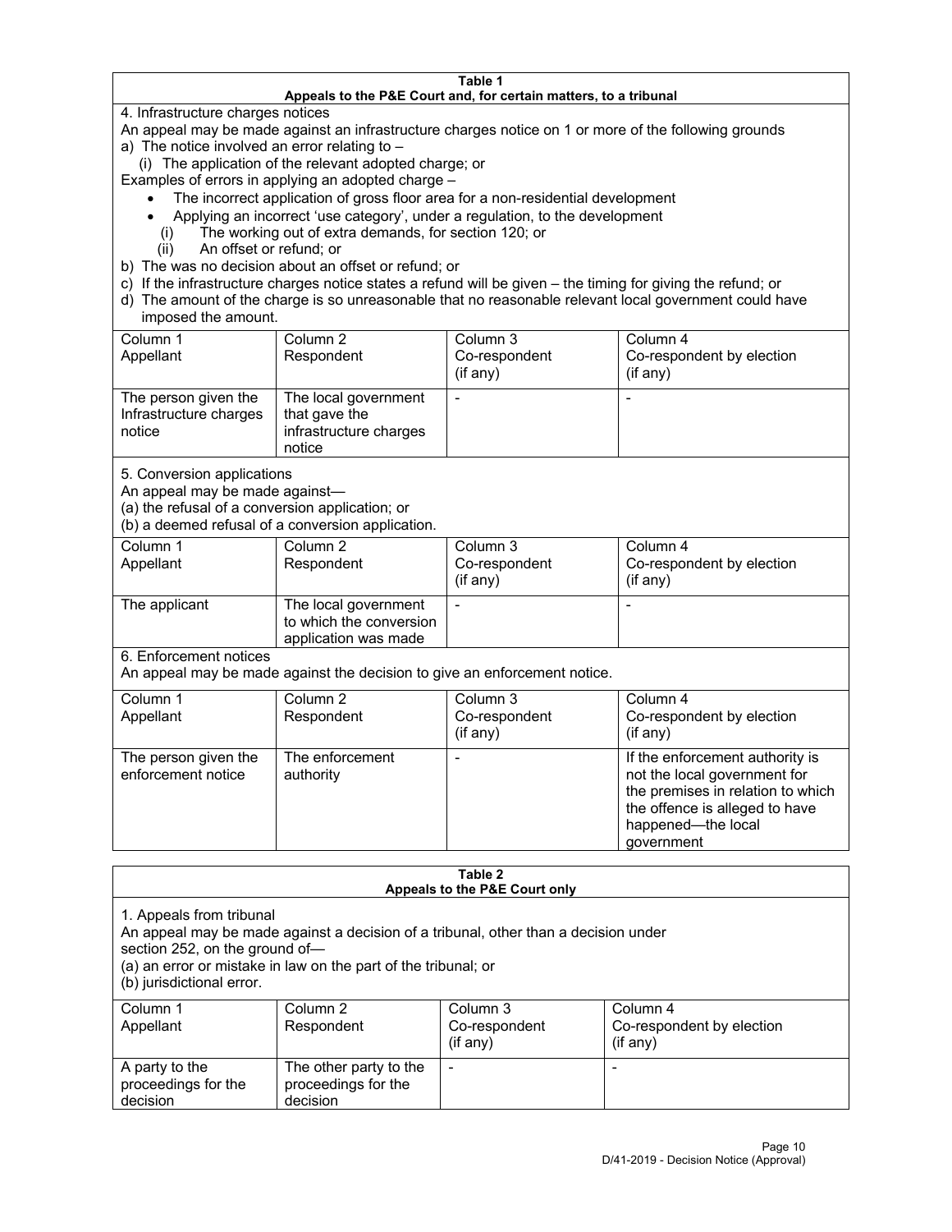**Table 1**
**Appeals to the P&E Court and, for certain matters, to a tribunal**

4. Infrastructure charges notices

An appeal may be made against an infrastructure charges notice on 1 or more of the following grounds

a) The notice involved an error relating to –

   (i) The application of the relevant adopted charge; or

Examples of errors in applying an adopted charge –

- The incorrect application of gross floor area for a non-residential development
- Applying an incorrect 'use category', under a regulation, to the development

   (i) The working out of extra demands, for section 120; or

   (ii) An offset or refund; or

b) The was no decision about an offset or refund; or

c) If the infrastructure charges notice states a refund will be given – the timing for giving the refund; or

d) The amount of the charge is so unreasonable that no reasonable relevant local government could have imposed the amount.

| Column 1<br>Appellant | Column 2<br>Respondent | Column 3<br>Co-respondent<br>(if any) | Column 4<br>Co-respondent by election<br>(if any) |
|---|---|---|---|
| The person given the Infrastructure charges notice | The local government that gave the infrastructure charges notice | - | - |

5. Conversion applications

An appeal may be made against—

(a) the refusal of a conversion application; or

(b) a deemed refusal of a conversion application.

| Column 1<br>Appellant | Column 2<br>Respondent | Column 3<br>Co-respondent<br>(if any) | Column 4<br>Co-respondent by election<br>(if any) |
|---|---|---|---|
| The applicant | The local government to which the conversion application was made | - | - |

6. Enforcement notices

An appeal may be made against the decision to give an enforcement notice.

| Column 1<br>Appellant | Column 2<br>Respondent | Column 3<br>Co-respondent<br>(if any) | Column 4<br>Co-respondent by election<br>(if any) |
|---|---|---|---|
| The person given the enforcement notice | The enforcement authority | - | If the enforcement authority is not the local government for the premises in relation to which the offence is alleged to have happened—the local government |

**Table 2**
**Appeals to the P&E Court only**

1. Appeals from tribunal

An appeal may be made against a decision of a tribunal, other than a decision under section 252, on the ground of—

(a) an error or mistake in law on the part of the tribunal; or

(b) jurisdictional error.

| Column 1<br>Appellant | Column 2<br>Respondent | Column 3<br>Co-respondent<br>(if any) | Column 4<br>Co-respondent by election<br>(if any) |
|---|---|---|---|
| A party to the proceedings for the decision | The other party to the proceedings for the decision | - | - |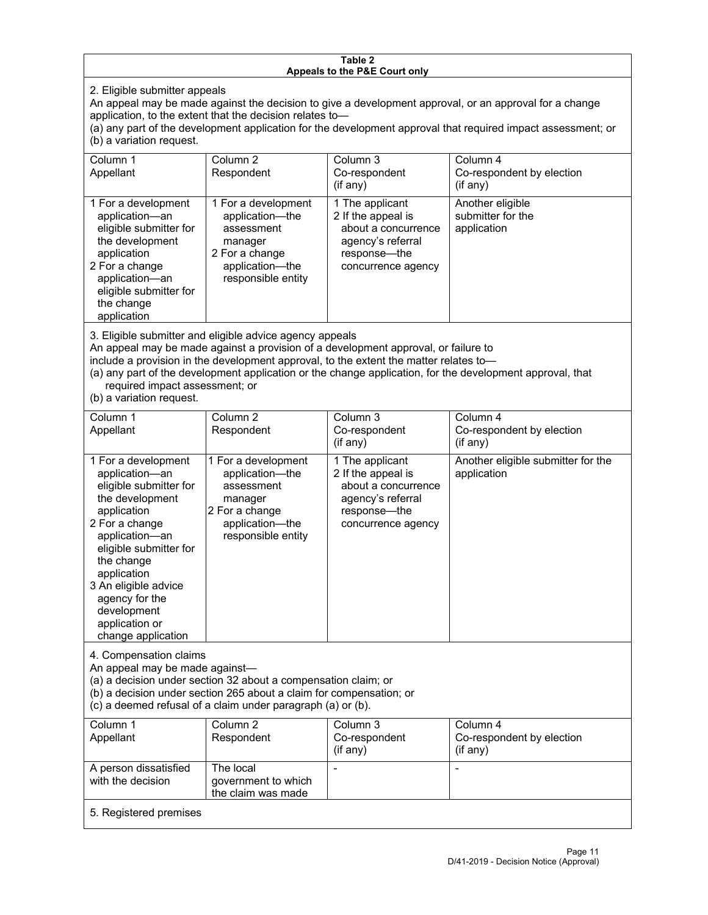**Table 2**
**Appeals to the P&E Court only**

2. Eligible submitter appeals

An appeal may be made against the decision to give a development approval, or an approval for a change application, to the extent that the decision relates to—

(a) any part of the development application for the development approval that required impact assessment; or

(b) a variation request.

| Column 1<br>Appellant | Column 2<br>Respondent | Column 3<br>Co-respondent<br>(if any) | Column 4<br>Co-respondent by election<br>(if any) |
|---|---|---|---|
| 1 For a development application—an eligible submitter for the development application<br>2 For a change application—an eligible submitter for the change application | 1 For a development application—the assessment manager<br>2 For a change application—the responsible entity | 1 The applicant<br>2 If the appeal is about a concurrence agency's referral response—the concurrence agency | Another eligible submitter for the application |

3. Eligible submitter and eligible advice agency appeals

An appeal may be made against a provision of a development approval, or failure to include a provision in the development approval, to the extent the matter relates to—

(a) any part of the development application or the change application, for the development approval, that required impact assessment; or

(b) a variation request.

| Column 1<br>Appellant | Column 2<br>Respondent | Column 3<br>Co-respondent<br>(if any) | Column 4<br>Co-respondent by election<br>(if any) |
|---|---|---|---|
| 1 For a development application—an eligible submitter for the development application<br>2 For a change application—an eligible submitter for the change application<br>3 An eligible advice agency for the development application or change application | 1 For a development application—the assessment manager<br>2 For a change application—the responsible entity | 1 The applicant<br>2 If the appeal is about a concurrence agency's referral response—the concurrence agency | Another eligible submitter for the application |

4. Compensation claims

An appeal may be made against—

(a) a decision under section 32 about a compensation claim; or

(b) a decision under section 265 about a claim for compensation; or

(c) a deemed refusal of a claim under paragraph (a) or (b).

| Column 1<br>Appellant | Column 2<br>Respondent | Column 3<br>Co-respondent<br>(if any) | Column 4<br>Co-respondent by election<br>(if any) |
|---|---|---|---|
| A person dissatisfied with the decision | The local government to which the claim was made | - | - |

5. Registered premises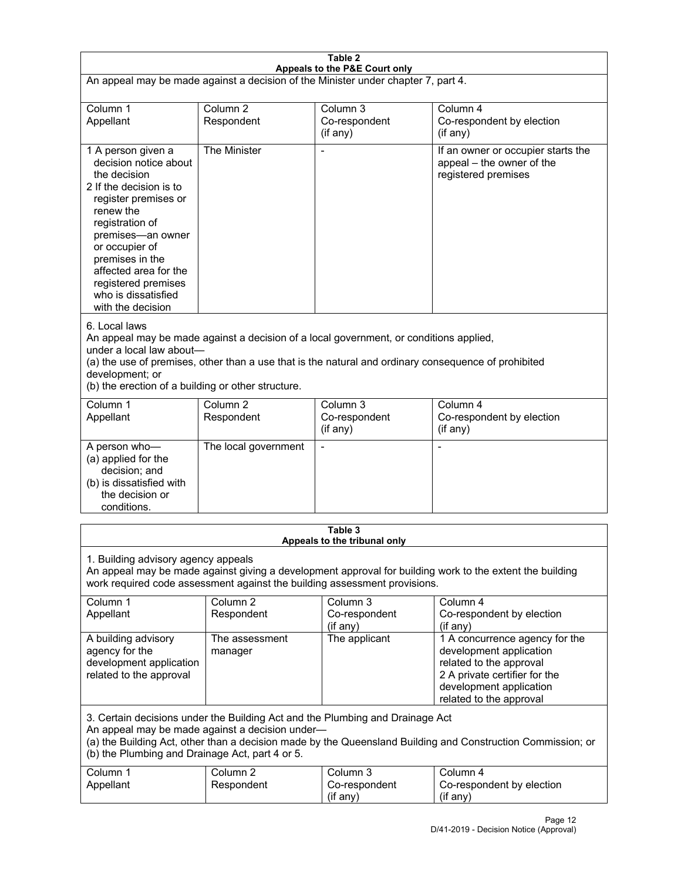**Table 2**
**Appeals to the P&E Court only**

An appeal may be made against a decision of the Minister under chapter 7, part 4.

| Column 1 Appellant | Column 2 Respondent | Column 3 Co-respondent (if any) | Column 4 Co-respondent by election (if any) |
|---|---|---|---|
| 1 A person given a decision notice about the decision<br>2 If the decision is to register premises or renew the registration of premises—an owner or occupier of premises in the affected area for the registered premises who is dissatisfied with the decision | The Minister | - | If an owner or occupier starts the appeal – the owner of the registered premises |

6. Local laws

An appeal may be made against a decision of a local government, or conditions applied, under a local law about—

(a) the use of premises, other than a use that is the natural and ordinary consequence of prohibited development; or

(b) the erection of a building or other structure.

| Column 1 Appellant | Column 2 Respondent | Column 3 Co-respondent (if any) | Column 4 Co-respondent by election (if any) |
|---|---|---|---|
| A person who—<br>(a) applied for the decision; and<br>(b) is dissatisfied with the decision or conditions. | The local government | - | - |

**Table 3**
**Appeals to the tribunal only**

1. Building advisory agency appeals

An appeal may be made against giving a development approval for building work to the extent the building work required code assessment against the building assessment provisions.

| Column 1 Appellant | Column 2 Respondent | Column 3 Co-respondent (if any) | Column 4 Co-respondent by election (if any) |
|---|---|---|---|
| A building advisory agency for the development application related to the approval | The assessment manager | The applicant | 1 A concurrence agency for the development application related to the approval<br>2 A private certifier for the development application related to the approval |

3. Certain decisions under the Building Act and the Plumbing and Drainage Act

An appeal may be made against a decision under—

(a) the Building Act, other than a decision made by the Queensland Building and Construction Commission; or

(b) the Plumbing and Drainage Act, part 4 or 5.

| Column 1 Appellant | Column 2 Respondent | Column 3 Co-respondent (if any) | Column 4 Co-respondent by election (if any) |
|---|---|---|---|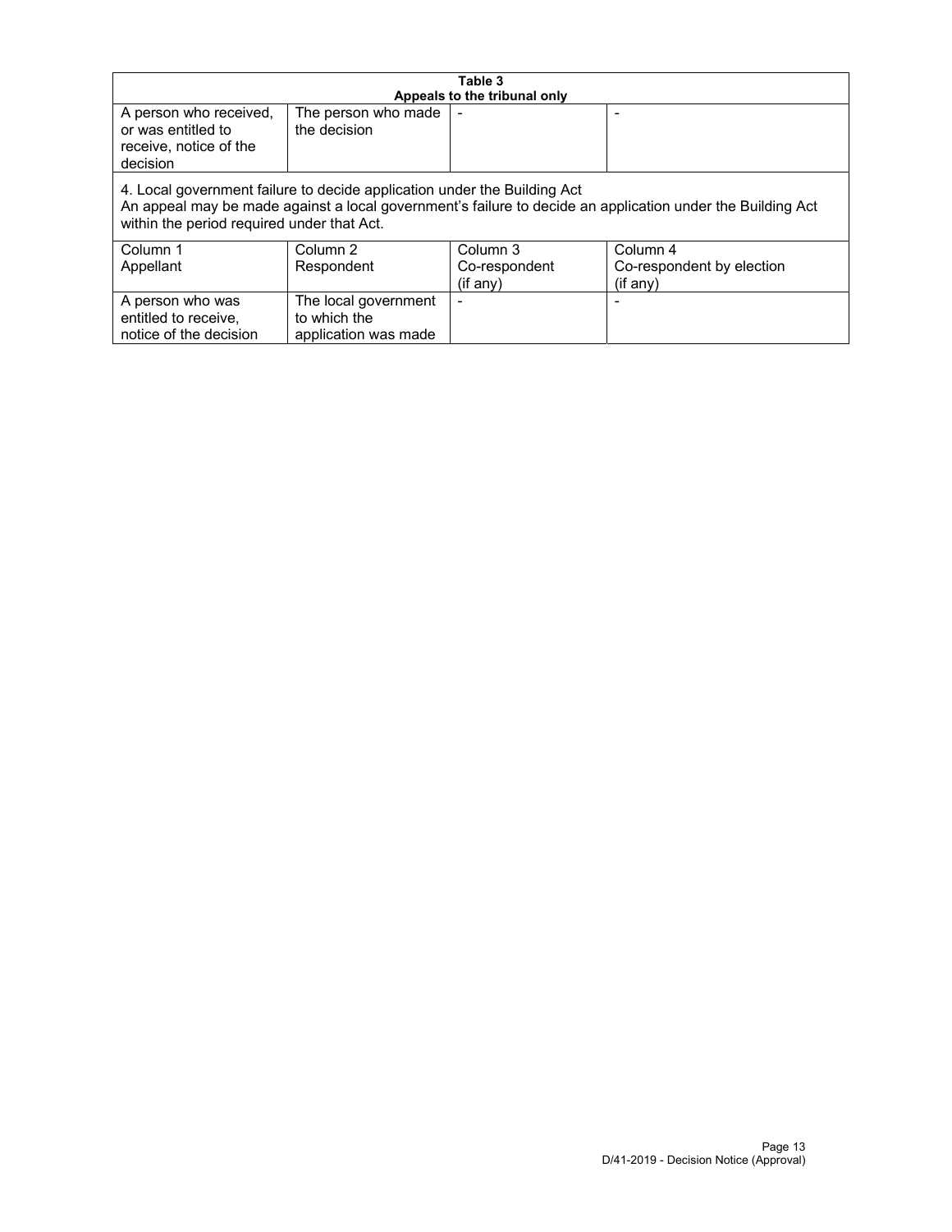| Table 3<br>Appeals to the tribunal only | | | |
|---|---|---|---|
| A person who received, or was entitled to receive, notice of the decision | The person who made the decision | - | - |

4. Local government failure to decide application under the Building Act
An appeal may be made against a local government's failure to decide an application under the Building Act within the period required under that Act.

| Column 1<br>Appellant | Column 2<br>Respondent | Column 3<br>Co-respondent<br>(if any) | Column 4<br>Co-respondent by election<br>(if any) |
|---|---|---|---|
| A person who was entitled to receive, notice of the decision | The local government to which the application was made | - | - |